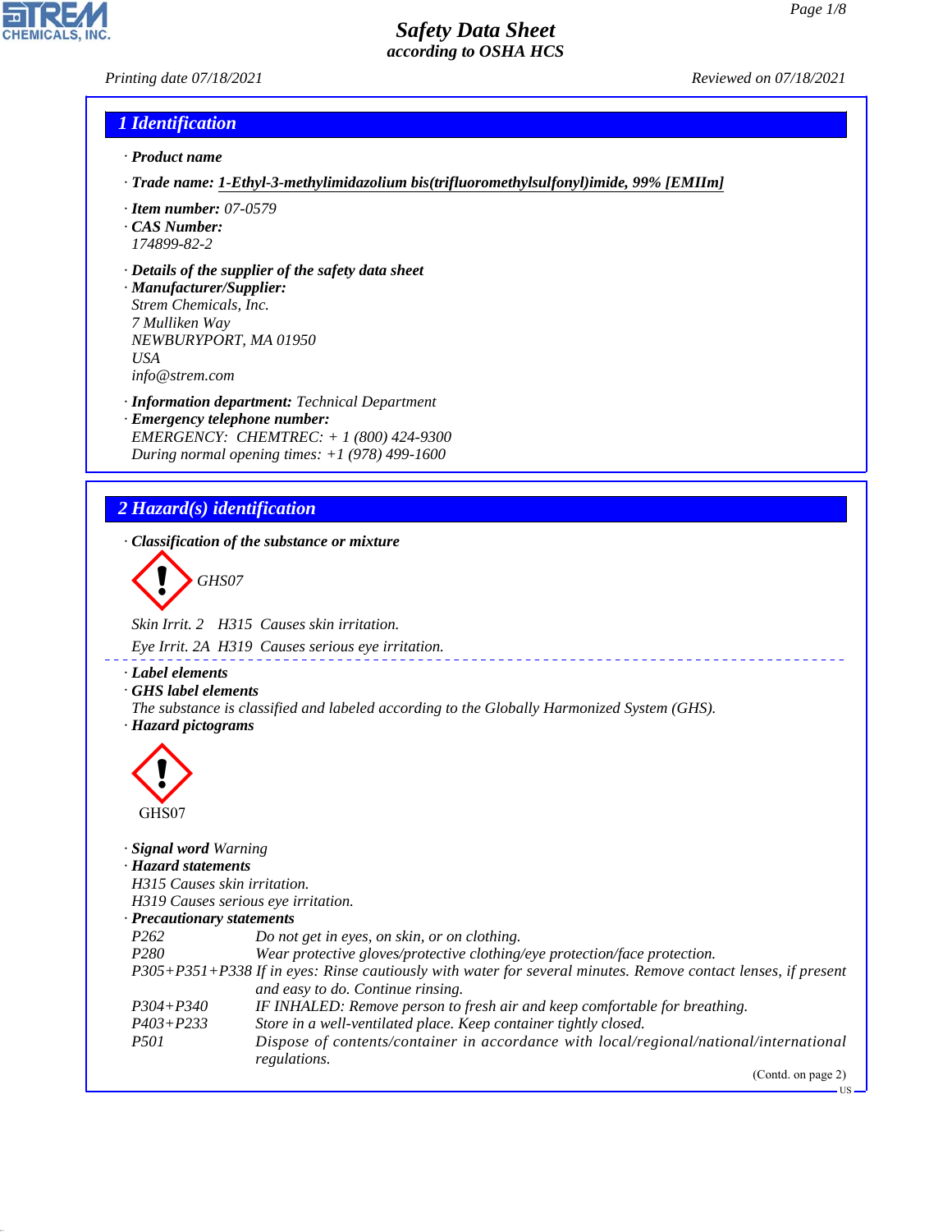# Safety Data Sheet
## according to OSHA HCS

Printing date 07/18/2021 Reviewed on 07/18/2021

## 1 Identification

· **Product name**

· **Trade name:** **1-Ethyl-3-methylimidazolium bis(trifluoromethylsulfonyl)imide, 99% [EMIIm]**

· **Item number:** 07-0579
· **CAS Number:**
174899-82-2

· **Details of the supplier of the safety data sheet**
· **Manufacturer/Supplier:**
Strem Chemicals, Inc.
7 Mulliken Way
NEWBURYPORT, MA 01950
USA
info@strem.com

· **Information department:** Technical Department
· **Emergency telephone number:**
EMERGENCY: CHEMTREC: + 1 (800) 424-9300
During normal opening times: +1 (978) 499-1600

## 2 Hazard(s) identification

· **Classification of the substance or mixture**

GHS07

Skin Irrit. 2 H315 Causes skin irritation.

Eye Irrit. 2A H319 Causes serious eye irritation.

· **Label elements**
· **GHS label elements**
The substance is classified and labeled according to the Globally Harmonized System (GHS).
· **Hazard pictograms**

GHS07

· **Signal word** Warning
· **Hazard statements**
H315 Causes skin irritation.
H319 Causes serious eye irritation.
· **Precautionary statements**

| | |
|---|---|
| P262 | Do not get in eyes, on skin, or on clothing. |
| P280 | Wear protective gloves/protective clothing/eye protection/face protection. |
| P305+P351+P338 | If in eyes: Rinse cautiously with water for several minutes. Remove contact lenses, if present and easy to do. Continue rinsing. |
| P304+P340 | IF INHALED: Remove person to fresh air and keep comfortable for breathing. |
| P403+P233 | Store in a well-ventilated place. Keep container tightly closed. |
| P501 | Dispose of contents/container in accordance with local/regional/national/international regulations. |

(Contd. on page 2)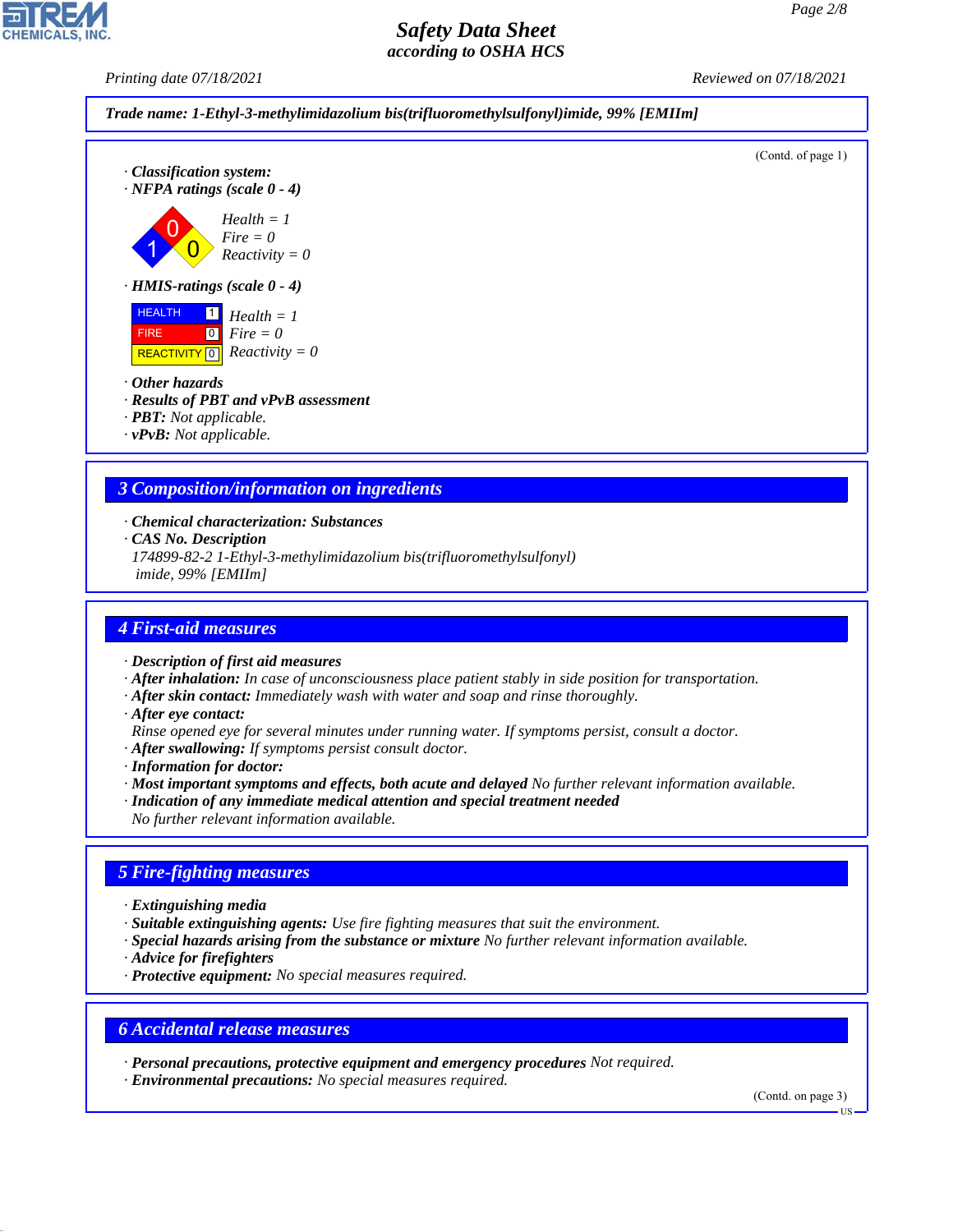Trade name: 1-Ethyl-3-methylimidazolium bis(trifluoromethylsulfonyl)imide, 99% [EMIIm]

(Contd. of page 1)

· **Classification system:**
· **NFPA ratings (scale 0 - 4)**

Health = 1
Fire = 0
Reactivity = 0

· **HMIS-ratings (scale 0 - 4)**

| | | |
|---|---|---|
| HEALTH | 1 | Health = 1 |
| FIRE | 0 | Fire = 0 |
| REACTIVITY | 0 | Reactivity = 0 |

· **Other hazards**
· **Results of PBT and vPvB assessment**
· **PBT:** Not applicable.
· **vPvB:** Not applicable.

## 3 Composition/information on ingredients

· **Chemical characterization: Substances**
· **CAS No. Description**
174899-82-2 1-Ethyl-3-methylimidazolium bis(trifluoromethylsulfonyl) imide, 99% [EMIIm]

## 4 First-aid measures

· **Description of first aid measures**
· **After inhalation:** In case of unconsciousness place patient stably in side position for transportation.
· **After skin contact:** Immediately wash with water and soap and rinse thoroughly.
· **After eye contact:**
Rinse opened eye for several minutes under running water. If symptoms persist, consult a doctor.
· **After swallowing:** If symptoms persist consult doctor.
· **Information for doctor:**
· **Most important symptoms and effects, both acute and delayed** No further relevant information available.
· **Indication of any immediate medical attention and special treatment needed**
No further relevant information available.

## 5 Fire-fighting measures

· **Extinguishing media**
· **Suitable extinguishing agents:** Use fire fighting measures that suit the environment.
· **Special hazards arising from the substance or mixture** No further relevant information available.
· **Advice for firefighters**
· **Protective equipment:** No special measures required.

## 6 Accidental release measures

· **Personal precautions, protective equipment and emergency procedures** Not required.
· **Environmental precautions:** No special measures required.

(Contd. on page 3)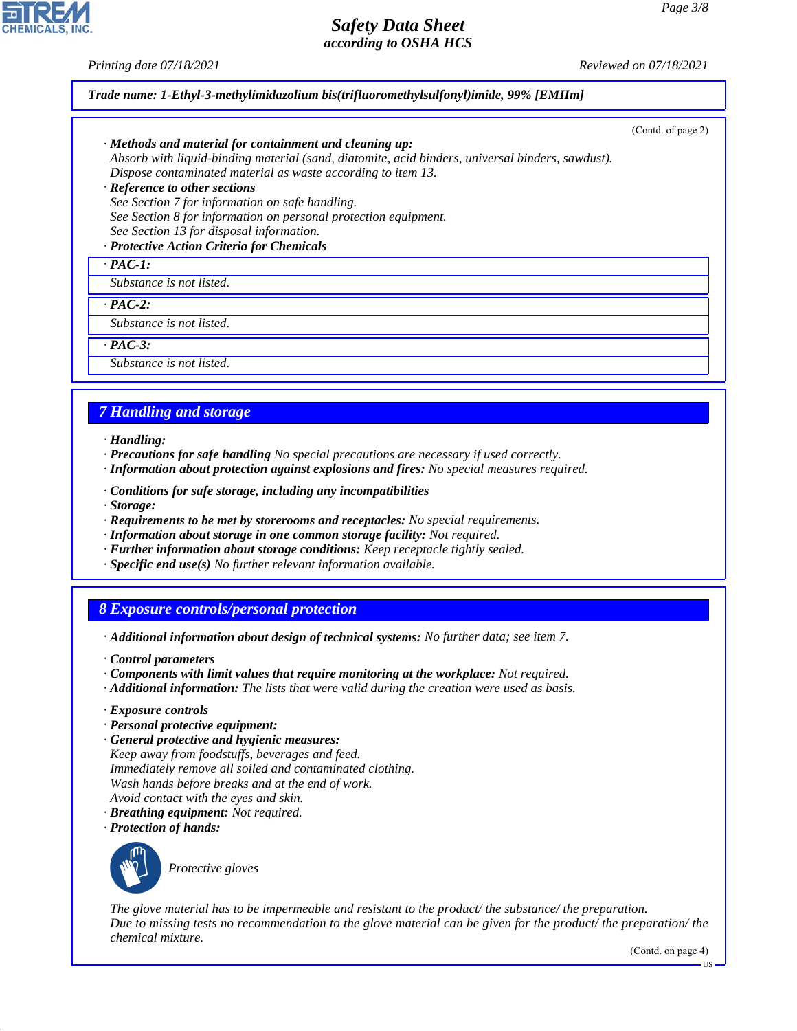Trade name: 1-Ethyl-3-methylimidazolium bis(trifluoromethylsulfonyl)imide, 99% [EMIIm]

(Contd. of page 2)

· **Methods and material for containment and cleaning up:**
Absorb with liquid-binding material (sand, diatomite, acid binders, universal binders, sawdust).
Dispose contaminated material as waste according to item 13.

· **Reference to other sections**
See Section 7 for information on safe handling.
See Section 8 for information on personal protection equipment.
See Section 13 for disposal information.

· **Protective Action Criteria for Chemicals**

· **PAC-1:**
Substance is not listed.

· **PAC-2:**
Substance is not listed.

· **PAC-3:**
Substance is not listed.

## 7 Handling and storage

· **Handling:**
· **Precautions for safe handling** No special precautions are necessary if used correctly.
· **Information about protection against explosions and fires:** No special measures required.

· **Conditions for safe storage, including any incompatibilities**
· **Storage:**
· **Requirements to be met by storerooms and receptacles:** No special requirements.
· **Information about storage in one common storage facility:** Not required.
· **Further information about storage conditions:** Keep receptacle tightly sealed.
· **Specific end use(s)** No further relevant information available.

## 8 Exposure controls/personal protection

· **Additional information about design of technical systems:** No further data; see item 7.

· **Control parameters**
· **Components with limit values that require monitoring at the workplace:** Not required.
· **Additional information:** The lists that were valid during the creation were used as basis.

· **Exposure controls**
· **Personal protective equipment:**
· **General protective and hygienic measures:**
Keep away from foodstuffs, beverages and feed.
Immediately remove all soiled and contaminated clothing.
Wash hands before breaks and at the end of work.
Avoid contact with the eyes and skin.
· **Breathing equipment:** Not required.
· **Protection of hands:**

Protective gloves

The glove material has to be impermeable and resistant to the product/ the substance/ the preparation.
Due to missing tests no recommendation to the glove material can be given for the product/ the preparation/ the chemical mixture.

(Contd. on page 4)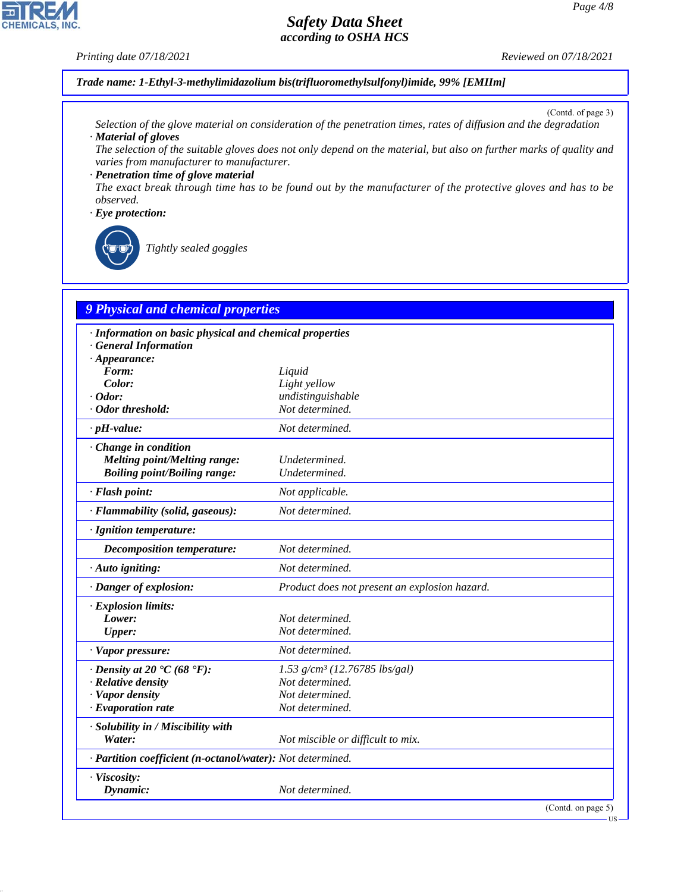**Trade name: 1-Ethyl-3-methylimidazolium bis(trifluoromethylsulfonyl)imide, 99% [EMIIm]**

(Contd. of page 3)

Selection of the glove material on consideration of the penetration times, rates of diffusion and the degradation

· **Material of gloves**

The selection of the suitable gloves does not only depend on the material, but also on further marks of quality and varies from manufacturer to manufacturer.

· **Penetration time of glove material**

The exact break through time has to be found out by the manufacturer of the protective gloves and has to be observed.

· **Eye protection:**

Tightly sealed goggles

## 9 Physical and chemical properties

| | |
|---|---|
| · **Information on basic physical and chemical properties** | |
| · **General Information** | |
| · **Appearance:** | |
| **Form:** | Liquid |
| **Color:** | Light yellow |
| · **Odor:** | undistinguishable |
| · **Odor threshold:** | Not determined. |
| · **pH-value:** | Not determined. |
| · **Change in condition** | |
| **Melting point/Melting range:** | Undetermined. |
| **Boiling point/Boiling range:** | Undetermined. |
| · **Flash point:** | Not applicable. |
| · **Flammability (solid, gaseous):** | Not determined. |
| · **Ignition temperature:** | |
| **Decomposition temperature:** | Not determined. |
| · **Auto igniting:** | Not determined. |
| · **Danger of explosion:** | Product does not present an explosion hazard. |
| · **Explosion limits:** | |
| **Lower:** | Not determined. |
| **Upper:** | Not determined. |
| · **Vapor pressure:** | Not determined. |
| · **Density at 20 °C (68 °F):** | 1.53 g/cm³ (12.76785 lbs/gal) |
| · **Relative density** | Not determined. |
| · **Vapor density** | Not determined. |
| · **Evaporation rate** | Not determined. |
| · **Solubility in / Miscibility with** | |
| **Water:** | Not miscible or difficult to mix. |
| · **Partition coefficient (n-octanol/water):** | Not determined. |
| · **Viscosity:** | |
| **Dynamic:** | Not determined. |

(Contd. on page 5)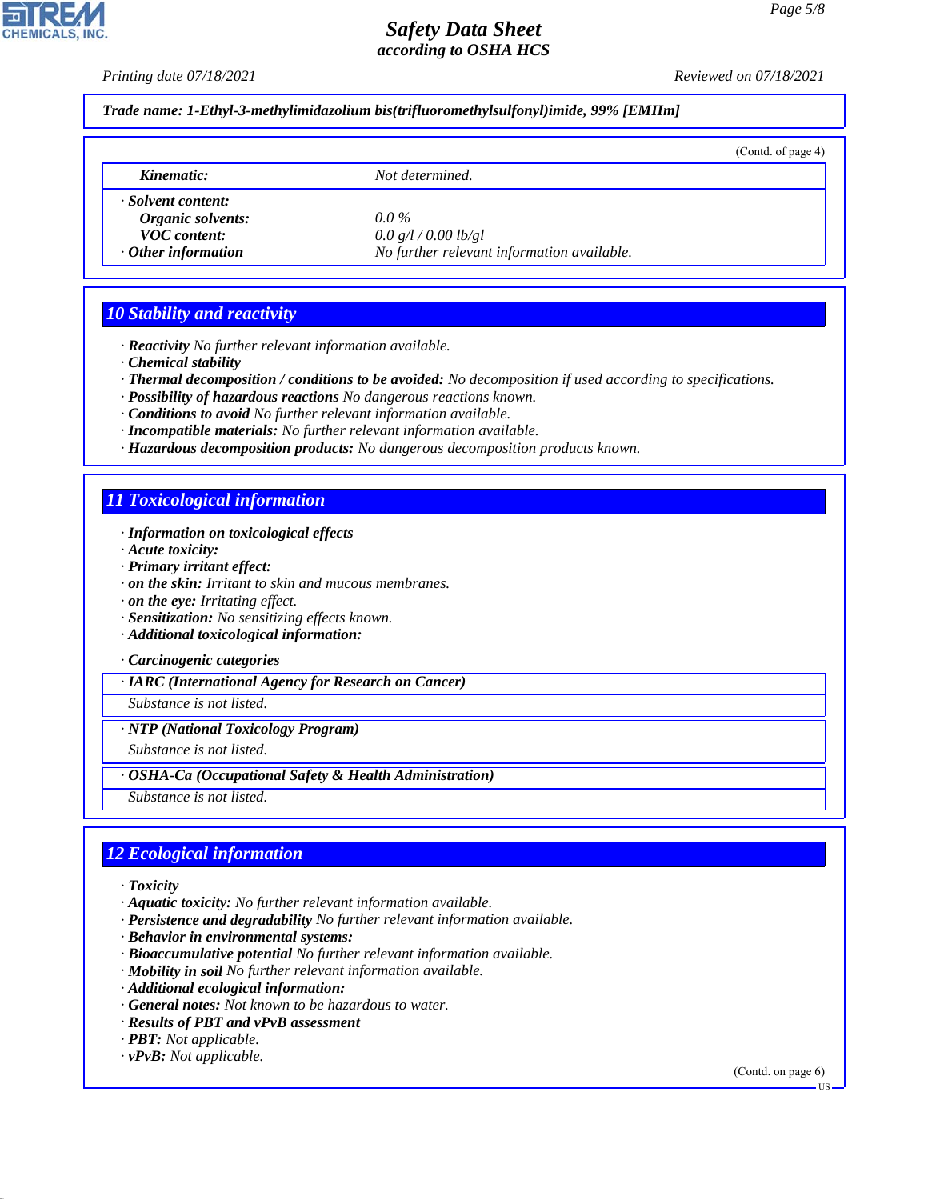Trade name: 1-Ethyl-3-methylimidazolium bis(trifluoromethylsulfonyl)imide, 99% [EMIIm]

(Contd. of page 4)

| | |
|---|---|
| *Kinematic:* | *Not determined.* |
| **· Solvent content:** | |
| *Organic solvents:* | *0.0 %* |
| *VOC content:* | *0.0 g/l / 0.00 lb/gl* |
| **· Other information** | *No further relevant information available.* |

## 10 Stability and reactivity

- **Reactivity** *No further relevant information available.*
- **Chemical stability**
- **Thermal decomposition / conditions to be avoided:** *No decomposition if used according to specifications.*
- **Possibility of hazardous reactions** *No dangerous reactions known.*
- **Conditions to avoid** *No further relevant information available.*
- **Incompatible materials:** *No further relevant information available.*
- **Hazardous decomposition products:** *No dangerous decomposition products known.*

## 11 Toxicological information

- **Information on toxicological effects**
- **Acute toxicity:**
- **Primary irritant effect:**
- **on the skin:** *Irritant to skin and mucous membranes.*
- **on the eye:** *Irritating effect.*
- **Sensitization:** *No sensitizing effects known.*
- **Additional toxicological information:**

- **Carcinogenic categories**

| · IARC (International Agency for Research on Cancer) |
|---|
| *Substance is not listed.* |

| · NTP (National Toxicology Program) |
|---|
| *Substance is not listed.* |

| · OSHA-Ca (Occupational Safety & Health Administration) |
|---|
| *Substance is not listed.* |

## 12 Ecological information

- **Toxicity**
- **Aquatic toxicity:** *No further relevant information available.*
- **Persistence and degradability** *No further relevant information available.*
- **Behavior in environmental systems:**
- **Bioaccumulative potential** *No further relevant information available.*
- **Mobility in soil** *No further relevant information available.*
- **Additional ecological information:**
- **General notes:** *Not known to be hazardous to water.*
- **Results of PBT and vPvB assessment**
- **PBT:** *Not applicable.*
- **vPvB:** *Not applicable.*

(Contd. on page 6)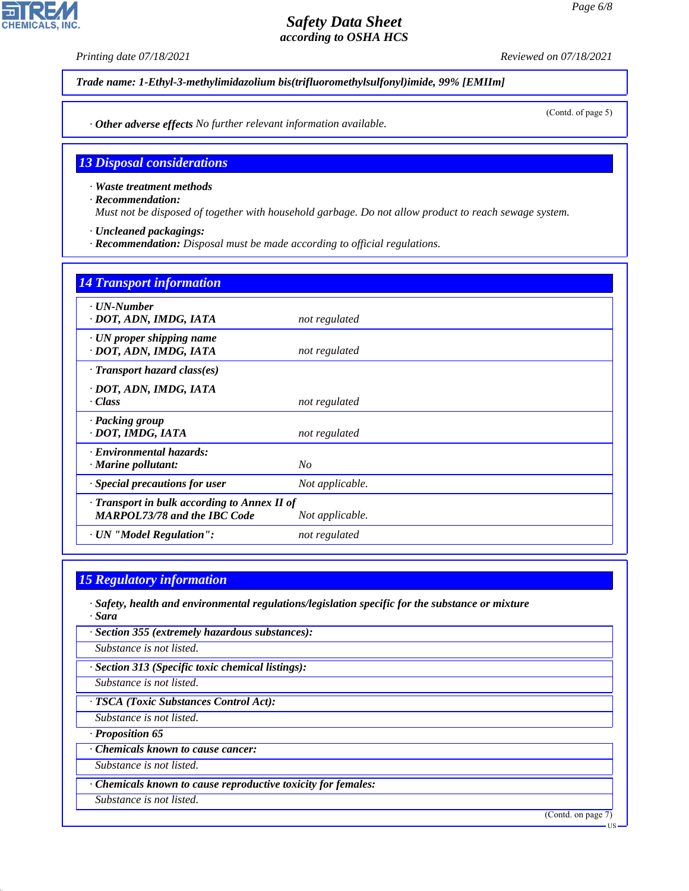**Trade name: 1-Ethyl-3-methylimidazolium bis(trifluoromethylsulfonyl)imide, 99% [EMIIm]**

(Contd. of page 5)

· **Other adverse effects** No further relevant information available.

## 13 Disposal considerations

· **Waste treatment methods**
· **Recommendation:**
Must not be disposed of together with household garbage. Do not allow product to reach sewage system.

· **Uncleaned packagings:**
· **Recommendation:** Disposal must be made according to official regulations.

## 14 Transport information

| | |
|---|---|
| · **UN-Number**<br>· **DOT, ADN, IMDG, IATA** | not regulated |
| · **UN proper shipping name**<br>· **DOT, ADN, IMDG, IATA** | not regulated |
| · **Transport hazard class(es)**<br>· **DOT, ADN, IMDG, IATA**<br>· **Class** | not regulated |
| · **Packing group**<br>· **DOT, IMDG, IATA** | not regulated |
| · **Environmental hazards:**<br>· **Marine pollutant:** | No |
| · **Special precautions for user** | Not applicable. |
| · **Transport in bulk according to Annex II of MARPOL73/78 and the IBC Code** | Not applicable. |
| · **UN "Model Regulation":** | not regulated |

## 15 Regulatory information

· **Safety, health and environmental regulations/legislation specific for the substance or mixture**
· **Sara**

· **Section 355 (extremely hazardous substances):**
Substance is not listed.

· **Section 313 (Specific toxic chemical listings):**
Substance is not listed.

· **TSCA (Toxic Substances Control Act):**
Substance is not listed.

· **Proposition 65**

· **Chemicals known to cause cancer:**
Substance is not listed.

· **Chemicals known to cause reproductive toxicity for females:**
Substance is not listed.

(Contd. on page 7)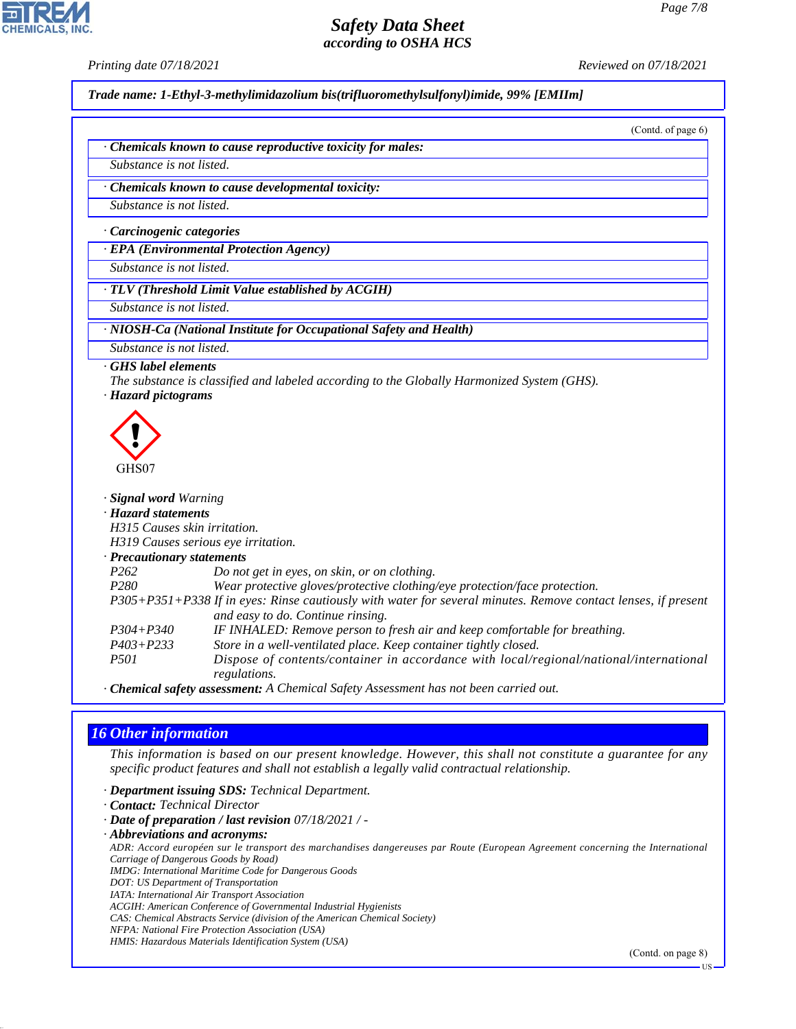Trade name: 1-Ethyl-3-methylimidazolium bis(trifluoromethylsulfonyl)imide, 99% [EMIIm]

(Contd. of page 6)

· **Chemicals known to cause reproductive toxicity for males:**

Substance is not listed.

· **Chemicals known to cause developmental toxicity:**

Substance is not listed.

· **Carcinogenic categories**

· **EPA (Environmental Protection Agency)**

Substance is not listed.

· **TLV (Threshold Limit Value established by ACGIH)**

Substance is not listed.

· **NIOSH-Ca (National Institute for Occupational Safety and Health)**

Substance is not listed.

· **GHS label elements**

The substance is classified and labeled according to the Globally Harmonized System (GHS).

· **Hazard pictograms**

GHS07

· **Signal word** Warning

· **Hazard statements**

H315 Causes skin irritation.

H319 Causes serious eye irritation.

· **Precautionary statements**

| | |
|---|---|
| P262 | Do not get in eyes, on skin, or on clothing. |
| P280 | Wear protective gloves/protective clothing/eye protection/face protection. |
| P305+P351+P338 | If in eyes: Rinse cautiously with water for several minutes. Remove contact lenses, if present and easy to do. Continue rinsing. |
| P304+P340 | IF INHALED: Remove person to fresh air and keep comfortable for breathing. |
| P403+P233 | Store in a well-ventilated place. Keep container tightly closed. |
| P501 | Dispose of contents/container in accordance with local/regional/national/international regulations. |

· **Chemical safety assessment:** A Chemical Safety Assessment has not been carried out.

## 16 Other information

This information is based on our present knowledge. However, this shall not constitute a guarantee for any specific product features and shall not establish a legally valid contractual relationship.

· **Department issuing SDS:** Technical Department.

· **Contact:** Technical Director

· **Date of preparation / last revision** 07/18/2021 / -

· **Abbreviations and acronyms:**

ADR: Accord européen sur le transport des marchandises dangereuses par Route (European Agreement concerning the International Carriage of Dangerous Goods by Road)

IMDG: International Maritime Code for Dangerous Goods

DOT: US Department of Transportation

IATA: International Air Transport Association

ACGIH: American Conference of Governmental Industrial Hygienists

CAS: Chemical Abstracts Service (division of the American Chemical Society)

NFPA: National Fire Protection Association (USA)

HMIS: Hazardous Materials Identification System (USA)

(Contd. on page 8)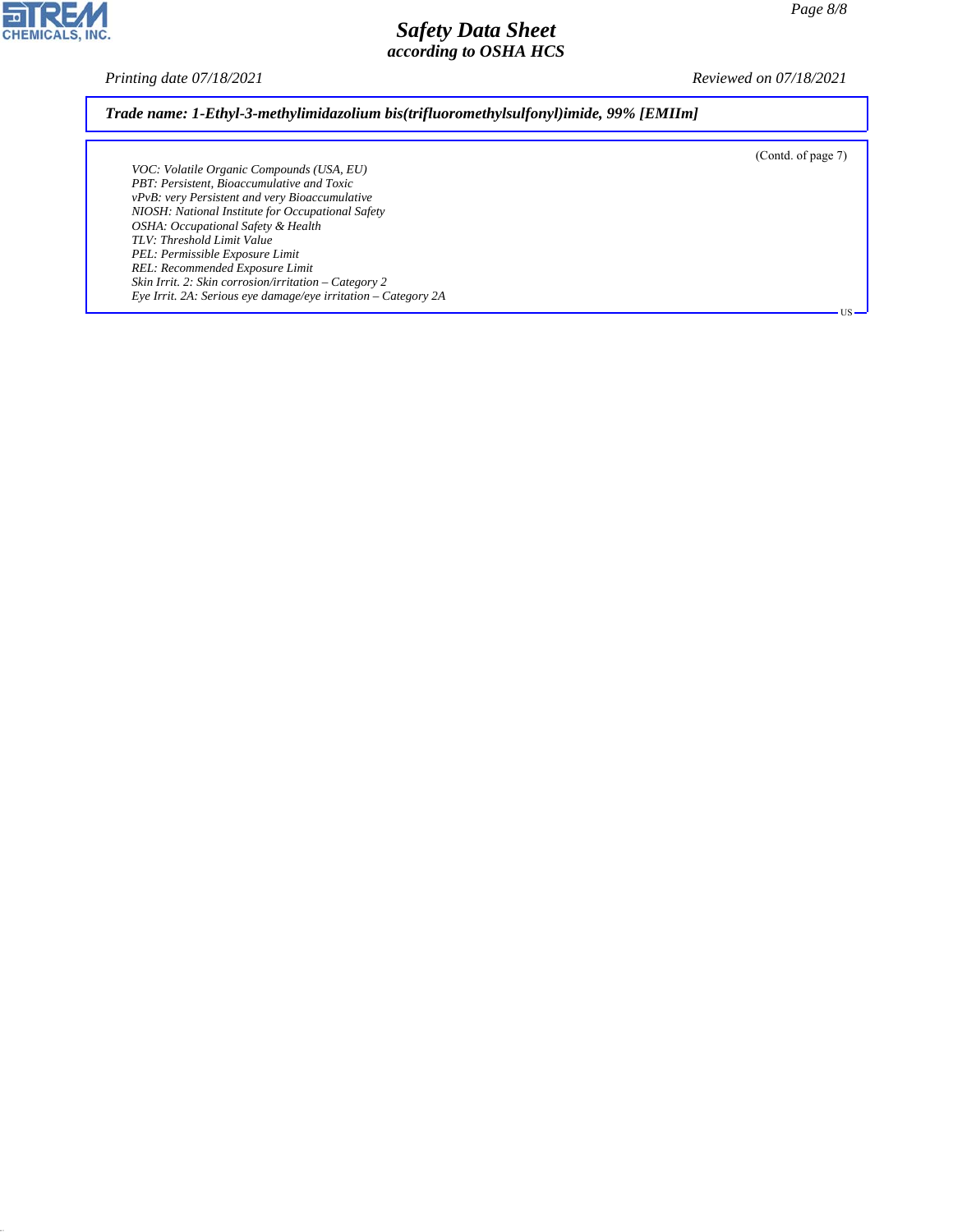**Trade name: 1-Ethyl-3-methylimidazolium bis(trifluoromethylsulfonyl)imide, 99% [EMIIm]**

(Contd. of page 7)

*VOC: Volatile Organic Compounds (USA, EU)*
*PBT: Persistent, Bioaccumulative and Toxic*
*vPvB: very Persistent and very Bioaccumulative*
*NIOSH: National Institute for Occupational Safety*
*OSHA: Occupational Safety & Health*
*TLV: Threshold Limit Value*
*PEL: Permissible Exposure Limit*
*REL: Recommended Exposure Limit*
*Skin Irrit. 2: Skin corrosion/irritation – Category 2*
*Eye Irrit. 2A: Serious eye damage/eye irritation – Category 2A*

US